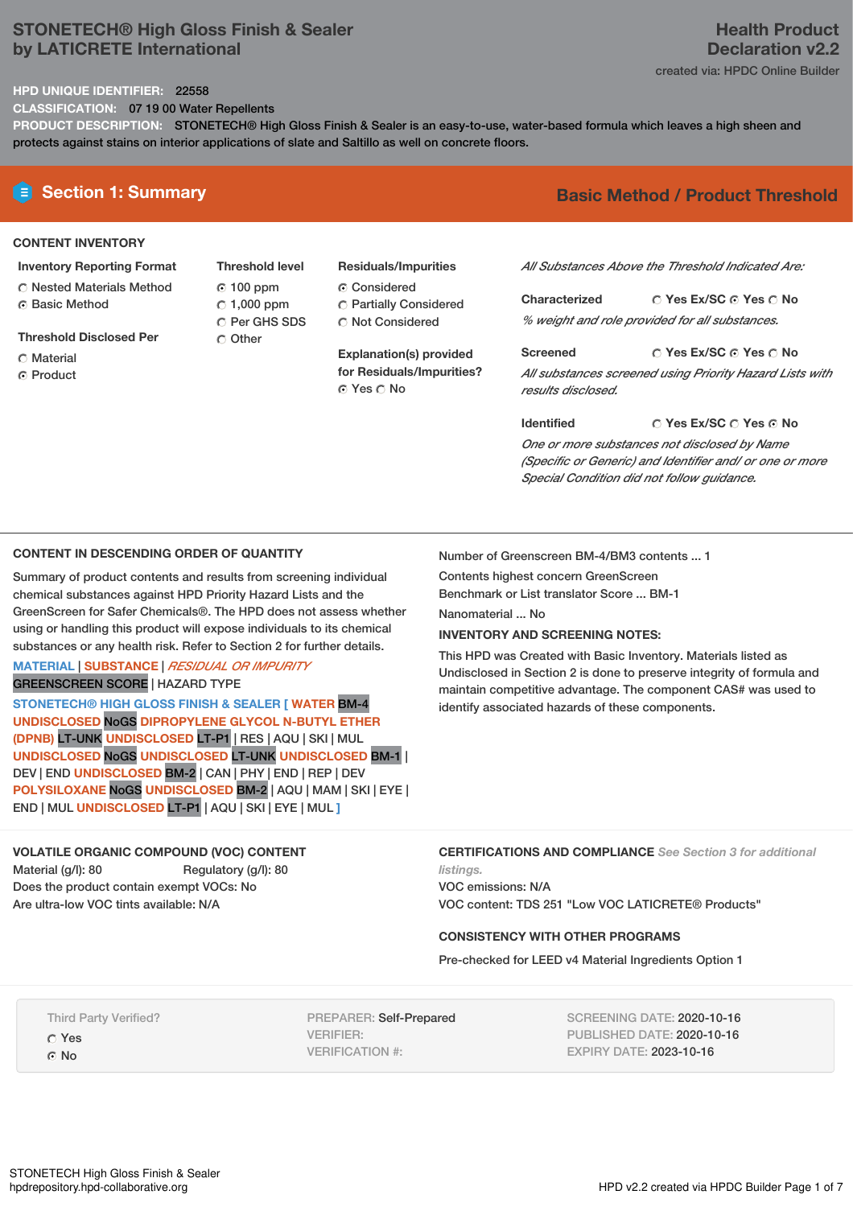# STONETECH® High Gloss Finish & Sealer by LATICRETE International

**Health Product Declaration v2.2**

created via: HPDC Online Builder

**HPD UNIQUE IDENTIFIER:** 22558

**CLASSIFICATION:** 07 19 00 Water Repellents

**PRODUCT DESCRIPTION:** STONETECH® High Gloss Finish & Sealer is an easy-to-use, water-based formula which leaves a high sheen and protects against stains on interior applications of slate and Saltillo as well on concrete floors.

## Section 1: Summary

**Basic Method / Product Threshold**

### CONTENT INVENTORY

**Inventory Reporting Format**
- ○ Nested Materials Method
- ● Basic Method

**Threshold Disclosed Per**
- ○ Material
- ● Product

**Threshold level**
- ● 100 ppm
- ○ 1,000 ppm
- ○ Per GHS SDS
- ○ Other

**Residuals/Impurities**
- ● Considered
- ○ Partially Considered
- ○ Not Considered

**Explanation(s) provided for Residuals/Impurities?**
● Yes ○ No

*All Substances Above the Threshold Indicated Are:*

**Characterized** ○ Yes Ex/SC ● Yes ○ No
*% weight and role provided for all substances.*

**Screened** ○ Yes Ex/SC ● Yes ○ No
*All substances screened using Priority Hazard Lists with results disclosed.*

**Identified** ○ Yes Ex/SC ○ Yes ● No
*One or more substances not disclosed by Name (Specific or Generic) and Identifier and/ or one or more Special Condition did not follow guidance.*

### CONTENT IN DESCENDING ORDER OF QUANTITY

Summary of product contents and results from screening individual chemical substances against HPD Priority Hazard Lists and the GreenScreen for Safer Chemicals®. The HPD does not assess whether using or handling this product will expose individuals to its chemical substances or any health risk. Refer to Section 2 for further details.

MATERIAL | SUBSTANCE | *RESIDUAL OR IMPURITY*
GREENSCREEN SCORE | HAZARD TYPE

**STONETECH® HIGH GLOSS FINISH & SEALER [ WATER** BM-4 **UNDISCLOSED** NoGS **DIPROPYLENE GLYCOL N-BUTYL ETHER (DPNB)** LT-UNK **UNDISCLOSED** LT-P1 | RES | AQU | SKI | MUL **UNDISCLOSED** NoGS **UNDISCLOSED** LT-UNK **UNDISCLOSED** BM-1 | DEV | END **UNDISCLOSED** BM-2 | CAN | PHY | END | REP | DEV **POLYSILOXANE** NoGS **UNDISCLOSED** BM-2 | AQU | MAM | SKI | EYE | END | MUL **UNDISCLOSED** LT-P1 | AQU | SKI | EYE | MUL **]**

Number of Greenscreen BM-4/BM3 contents ... 1

Contents highest concern GreenScreen Benchmark or List translator Score ... BM-1

Nanomaterial ... No

**INVENTORY AND SCREENING NOTES:**

This HPD was Created with Basic Inventory. Materials listed as Undisclosed in Section 2 is done to preserve integrity of formula and maintain competitive advantage. The component CAS# was used to identify associated hazards of these components.

### VOLATILE ORGANIC COMPOUND (VOC) CONTENT

Material (g/l): 80 Regulatory (g/l): 80

Does the product contain exempt VOCs: No

Are ultra-low VOC tints available: N/A

### CERTIFICATIONS AND COMPLIANCE *See Section 3 for additional listings.*

VOC emissions: N/A

VOC content: TDS 251 "Low VOC LATICRETE® Products"

### CONSISTENCY WITH OTHER PROGRAMS

Pre-checked for LEED v4 Material Ingredients Option 1

Third Party Verified?
- ○ Yes
- ● No

PREPARER: Self-Prepared
VERIFIER:
VERIFICATION #:

SCREENING DATE: 2020-10-16
PUBLISHED DATE: 2020-10-16
EXPIRY DATE: 2023-10-16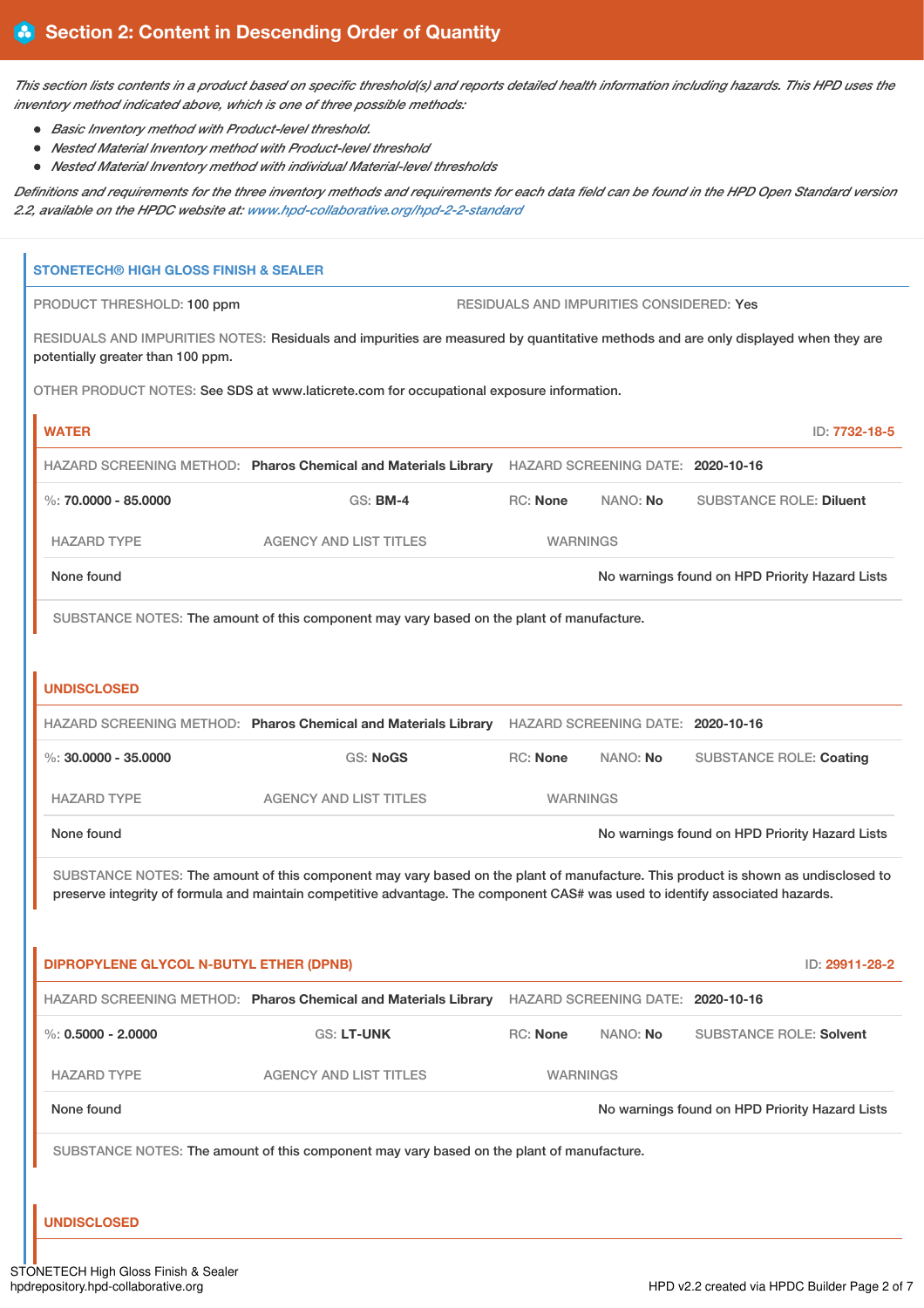## Section 2: Content in Descending Order of Quantity

*This section lists contents in a product based on specific threshold(s) and reports detailed health information including hazards. This HPD uses the inventory method indicated above, which is one of three possible methods:*

- *Basic Inventory method with Product-level threshold.*
- *Nested Material Inventory method with Product-level threshold*
- *Nested Material Inventory method with individual Material-level thresholds*

*Definitions and requirements for the three inventory methods and requirements for each data field can be found in the HPD Open Standard version 2.2, available on the HPDC website at: www.hpd-collaborative.org/hpd-2-2-standard*

### STONETECH® HIGH GLOSS FINISH & SEALER

PRODUCT THRESHOLD: 100 ppm

RESIDUALS AND IMPURITIES CONSIDERED: Yes

RESIDUALS AND IMPURITIES NOTES: Residuals and impurities are measured by quantitative methods and are only displayed when they are potentially greater than 100 ppm.

OTHER PRODUCT NOTES: See SDS at www.laticrete.com for occupational exposure information.

#### WATER

ID: 7732-18-5

HAZARD SCREENING METHOD: **Pharos Chemical and Materials Library** HAZARD SCREENING DATE: **2020-10-16**

%: **70.0000 - 85.0000** GS: **BM-4** RC: **None** NANO: **No** SUBSTANCE ROLE: **Diluent**

| HAZARD TYPE | AGENCY AND LIST TITLES | WARNINGS |
|---|---|---|
| None found | | No warnings found on HPD Priority Hazard Lists |

SUBSTANCE NOTES: The amount of this component may vary based on the plant of manufacture.

#### UNDISCLOSED

HAZARD SCREENING METHOD: **Pharos Chemical and Materials Library** HAZARD SCREENING DATE: **2020-10-16**

%: **30.0000 - 35.0000** GS: **NoGS** RC: **None** NANO: **No** SUBSTANCE ROLE: **Coating**

| HAZARD TYPE | AGENCY AND LIST TITLES | WARNINGS |
|---|---|---|
| None found | | No warnings found on HPD Priority Hazard Lists |

SUBSTANCE NOTES: The amount of this component may vary based on the plant of manufacture. This product is shown as undisclosed to preserve integrity of formula and maintain competitive advantage. The component CAS# was used to identify associated hazards.

#### DIPROPYLENE GLYCOL N-BUTYL ETHER (DPNB)

ID: 29911-28-2

HAZARD SCREENING METHOD: **Pharos Chemical and Materials Library** HAZARD SCREENING DATE: **2020-10-16**

%: **0.5000 - 2.0000** GS: **LT-UNK** RC: **None** NANO: **No** SUBSTANCE ROLE: **Solvent**

| HAZARD TYPE | AGENCY AND LIST TITLES | WARNINGS |
|---|---|---|
| None found | | No warnings found on HPD Priority Hazard Lists |

SUBSTANCE NOTES: The amount of this component may vary based on the plant of manufacture.

#### UNDISCLOSED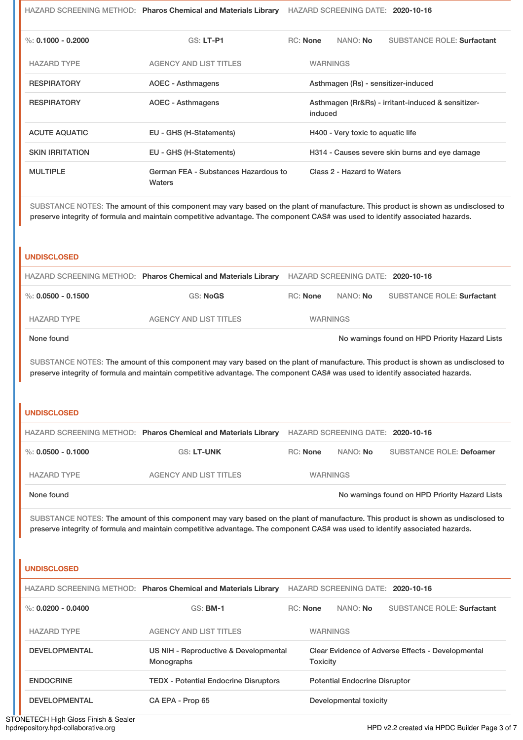HAZARD SCREENING METHOD: **Pharos Chemical and Materials Library** HAZARD SCREENING DATE: **2020-10-16**

%: **0.1000 - 0.2000** GS: **LT-P1** RC: **None** NANO: **No** SUBSTANCE ROLE: **Surfactant**

| HAZARD TYPE | AGENCY AND LIST TITLES | WARNINGS |
|---|---|---|
| RESPIRATORY | AOEC - Asthmagens | Asthmagen (Rs) - sensitizer-induced |
| RESPIRATORY | AOEC - Asthmagens | Asthmagen (Rr&Rs) - irritant-induced & sensitizer-induced |
| ACUTE AQUATIC | EU - GHS (H-Statements) | H400 - Very toxic to aquatic life |
| SKIN IRRITATION | EU - GHS (H-Statements) | H314 - Causes severe skin burns and eye damage |
| MULTIPLE | German FEA - Substances Hazardous to Waters | Class 2 - Hazard to Waters |

SUBSTANCE NOTES: The amount of this component may vary based on the plant of manufacture. This product is shown as undisclosed to preserve integrity of formula and maintain competitive advantage. The component CAS# was used to identify associated hazards.

## UNDISCLOSED

HAZARD SCREENING METHOD: **Pharos Chemical and Materials Library** HAZARD SCREENING DATE: **2020-10-16**

%: **0.0500 - 0.1500** GS: **NoGS** RC: **None** NANO: **No** SUBSTANCE ROLE: **Surfactant**

| HAZARD TYPE | AGENCY AND LIST TITLES | WARNINGS |
|---|---|---|
| None found | | No warnings found on HPD Priority Hazard Lists |

SUBSTANCE NOTES: The amount of this component may vary based on the plant of manufacture. This product is shown as undisclosed to preserve integrity of formula and maintain competitive advantage. The component CAS# was used to identify associated hazards.

## UNDISCLOSED

HAZARD SCREENING METHOD: **Pharos Chemical and Materials Library** HAZARD SCREENING DATE: **2020-10-16**

%: **0.0500 - 0.1000** GS: **LT-UNK** RC: **None** NANO: **No** SUBSTANCE ROLE: **Defoamer**

| HAZARD TYPE | AGENCY AND LIST TITLES | WARNINGS |
|---|---|---|
| None found | | No warnings found on HPD Priority Hazard Lists |

SUBSTANCE NOTES: The amount of this component may vary based on the plant of manufacture. This product is shown as undisclosed to preserve integrity of formula and maintain competitive advantage. The component CAS# was used to identify associated hazards.

## UNDISCLOSED

HAZARD SCREENING METHOD: **Pharos Chemical and Materials Library** HAZARD SCREENING DATE: **2020-10-16**

%: **0.0200 - 0.0400** GS: **BM-1** RC: **None** NANO: **No** SUBSTANCE ROLE: **Surfactant**

| HAZARD TYPE | AGENCY AND LIST TITLES | WARNINGS |
|---|---|---|
| DEVELOPMENTAL | US NIH - Reproductive & Developmental Monographs | Clear Evidence of Adverse Effects - Developmental Toxicity |
| ENDOCRINE | TEDX - Potential Endocrine Disruptors | Potential Endocrine Disruptor |
| DEVELOPMENTAL | CA EPA - Prop 65 | Developmental toxicity |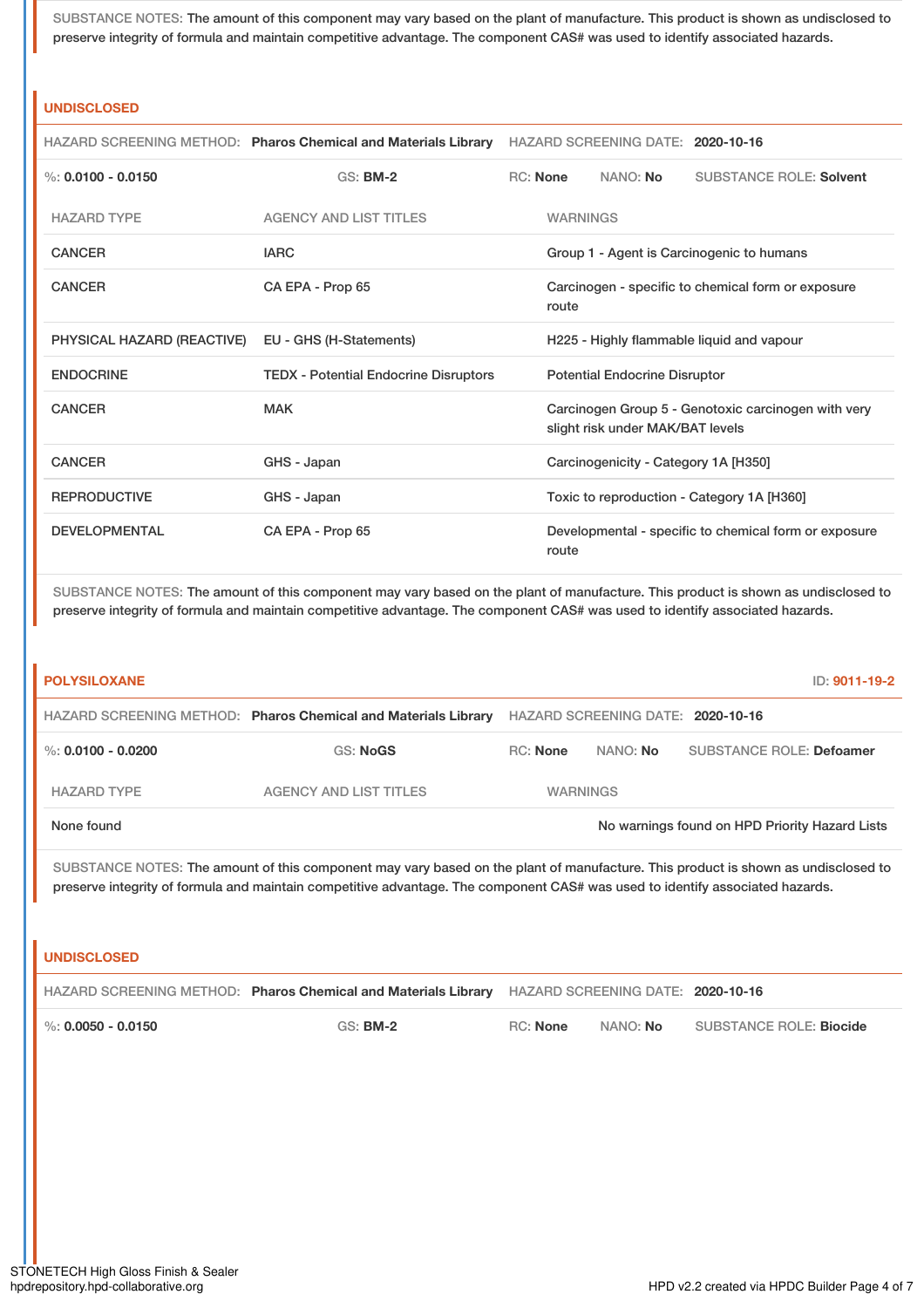SUBSTANCE NOTES: The amount of this component may vary based on the plant of manufacture. This product is shown as undisclosed to preserve integrity of formula and maintain competitive advantage. The component CAS# was used to identify associated hazards.

## UNDISCLOSED

HAZARD SCREENING METHOD: **Pharos Chemical and Materials Library** HAZARD SCREENING DATE: **2020-10-16**

%: **0.0100 - 0.0150** GS: **BM-2** RC: **None** NANO: **No** SUBSTANCE ROLE: **Solvent**

| HAZARD TYPE | AGENCY AND LIST TITLES | WARNINGS |
|---|---|---|
| CANCER | IARC | Group 1 - Agent is Carcinogenic to humans |
| CANCER | CA EPA - Prop 65 | Carcinogen - specific to chemical form or exposure route |
| PHYSICAL HAZARD (REACTIVE) | EU - GHS (H-Statements) | H225 - Highly flammable liquid and vapour |
| ENDOCRINE | TEDX - Potential Endocrine Disruptors | Potential Endocrine Disruptor |
| CANCER | MAK | Carcinogen Group 5 - Genotoxic carcinogen with very slight risk under MAK/BAT levels |
| CANCER | GHS - Japan | Carcinogenicity - Category 1A [H350] |
| REPRODUCTIVE | GHS - Japan | Toxic to reproduction - Category 1A [H360] |
| DEVELOPMENTAL | CA EPA - Prop 65 | Developmental - specific to chemical form or exposure route |

SUBSTANCE NOTES: The amount of this component may vary based on the plant of manufacture. This product is shown as undisclosed to preserve integrity of formula and maintain competitive advantage. The component CAS# was used to identify associated hazards.

## POLYSILOXANE

ID: **9011-19-2**

HAZARD SCREENING METHOD: **Pharos Chemical and Materials Library** HAZARD SCREENING DATE: **2020-10-16**

%: **0.0100 - 0.0200** GS: **NoGS** RC: **None** NANO: **No** SUBSTANCE ROLE: **Defoamer**

| HAZARD TYPE | AGENCY AND LIST TITLES | WARNINGS |
|---|---|---|
| None found | | No warnings found on HPD Priority Hazard Lists |

SUBSTANCE NOTES: The amount of this component may vary based on the plant of manufacture. This product is shown as undisclosed to preserve integrity of formula and maintain competitive advantage. The component CAS# was used to identify associated hazards.

## UNDISCLOSED

HAZARD SCREENING METHOD: **Pharos Chemical and Materials Library** HAZARD SCREENING DATE: **2020-10-16**

%: **0.0050 - 0.0150** GS: **BM-2** RC: **None** NANO: **No** SUBSTANCE ROLE: **Biocide**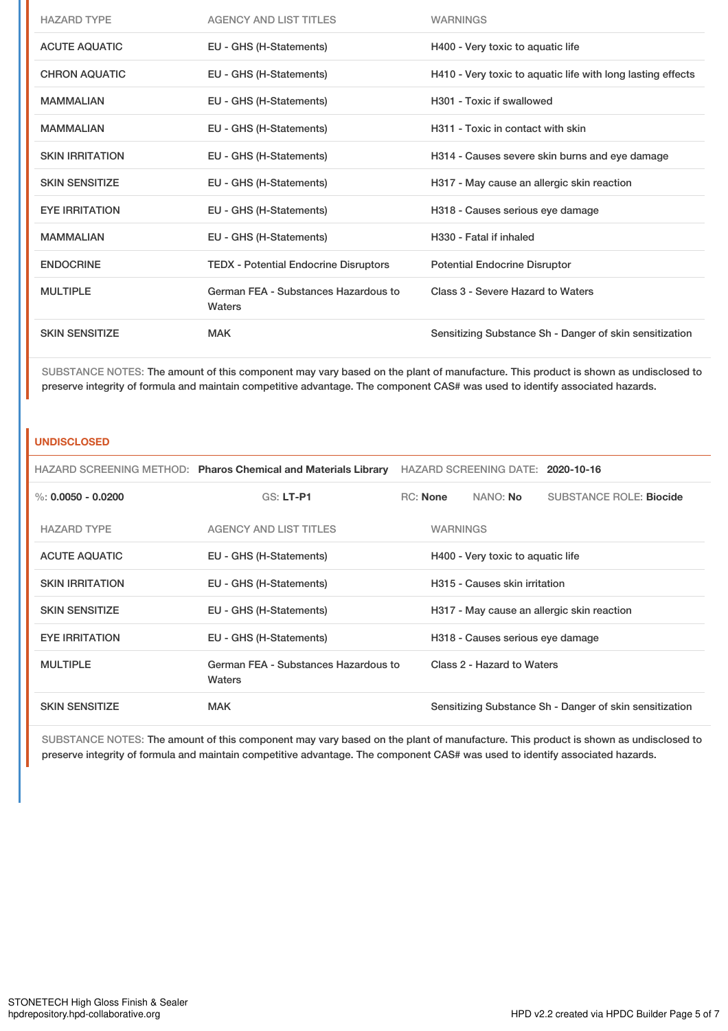| HAZARD TYPE | AGENCY AND LIST TITLES | WARNINGS |
|---|---|---|
| ACUTE AQUATIC | EU - GHS (H-Statements) | H400 - Very toxic to aquatic life |
| CHRON AQUATIC | EU - GHS (H-Statements) | H410 - Very toxic to aquatic life with long lasting effects |
| MAMMALIAN | EU - GHS (H-Statements) | H301 - Toxic if swallowed |
| MAMMALIAN | EU - GHS (H-Statements) | H311 - Toxic in contact with skin |
| SKIN IRRITATION | EU - GHS (H-Statements) | H314 - Causes severe skin burns and eye damage |
| SKIN SENSITIZE | EU - GHS (H-Statements) | H317 - May cause an allergic skin reaction |
| EYE IRRITATION | EU - GHS (H-Statements) | H318 - Causes serious eye damage |
| MAMMALIAN | EU - GHS (H-Statements) | H330 - Fatal if inhaled |
| ENDOCRINE | TEDX - Potential Endocrine Disruptors | Potential Endocrine Disruptor |
| MULTIPLE | German FEA - Substances Hazardous to Waters | Class 3 - Severe Hazard to Waters |
| SKIN SENSITIZE | MAK | Sensitizing Substance Sh - Danger of skin sensitization |

SUBSTANCE NOTES: The amount of this component may vary based on the plant of manufacture. This product is shown as undisclosed to preserve integrity of formula and maintain competitive advantage. The component CAS# was used to identify associated hazards.

## UNDISCLOSED

HAZARD SCREENING METHOD: **Pharos Chemical and Materials Library** HAZARD SCREENING DATE: **2020-10-16**

%: **0.0050 - 0.0200** GS: **LT-P1** RC: **None** NANO: **No** SUBSTANCE ROLE: **Biocide**

| HAZARD TYPE | AGENCY AND LIST TITLES | WARNINGS |
|---|---|---|
| ACUTE AQUATIC | EU - GHS (H-Statements) | H400 - Very toxic to aquatic life |
| SKIN IRRITATION | EU - GHS (H-Statements) | H315 - Causes skin irritation |
| SKIN SENSITIZE | EU - GHS (H-Statements) | H317 - May cause an allergic skin reaction |
| EYE IRRITATION | EU - GHS (H-Statements) | H318 - Causes serious eye damage |
| MULTIPLE | German FEA - Substances Hazardous to Waters | Class 2 - Hazard to Waters |
| SKIN SENSITIZE | MAK | Sensitizing Substance Sh - Danger of skin sensitization |

SUBSTANCE NOTES: The amount of this component may vary based on the plant of manufacture. This product is shown as undisclosed to preserve integrity of formula and maintain competitive advantage. The component CAS# was used to identify associated hazards.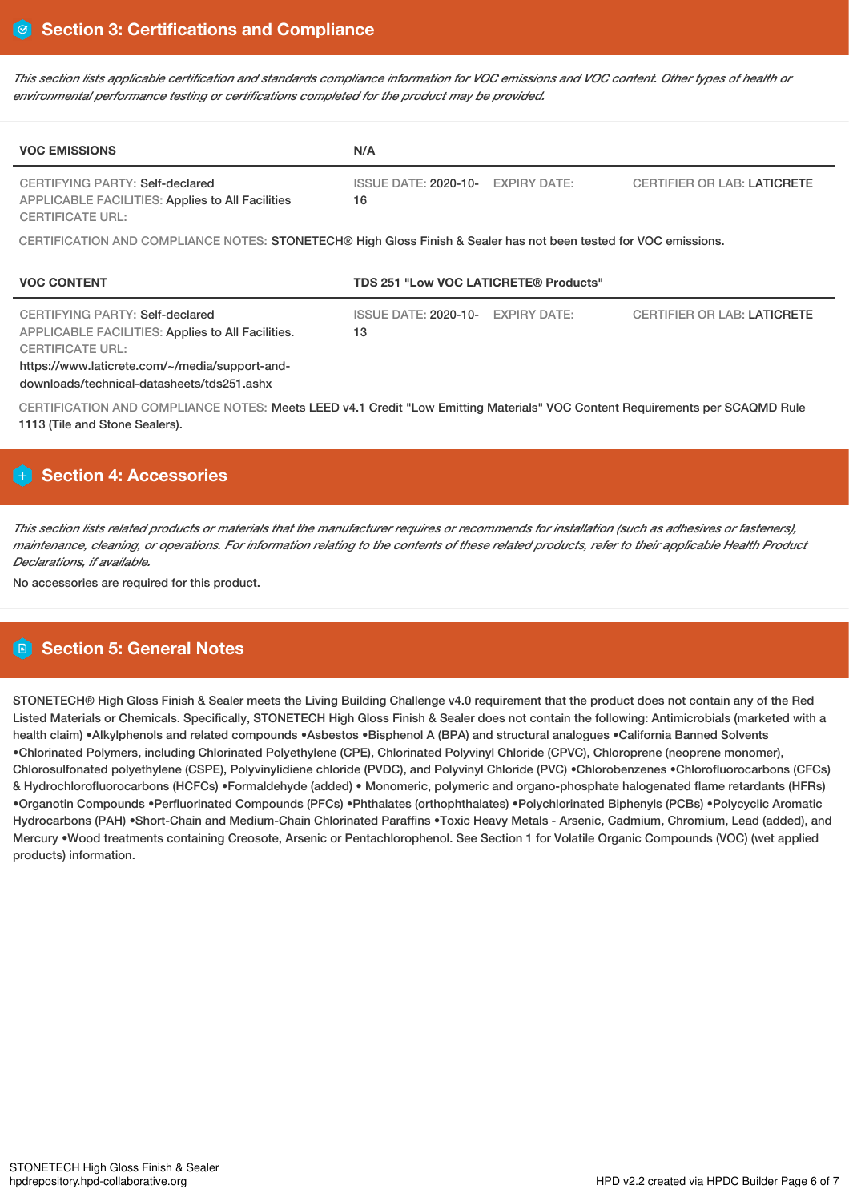## Section 3: Certifications and Compliance

*This section lists applicable certification and standards compliance information for VOC emissions and VOC content. Other types of health or environmental performance testing or certifications completed for the product may be provided.*

| VOC EMISSIONS | N/A | | |
|---|---|---|---|
| CERTIFYING PARTY: Self-declared<br>APPLICABLE FACILITIES: Applies to All Facilities<br>CERTIFICATE URL: | ISSUE DATE: 2020-10-16 | EXPIRY DATE: | CERTIFIER OR LAB: LATICRETE |

CERTIFICATION AND COMPLIANCE NOTES: STONETECH® High Gloss Finish & Sealer has not been tested for VOC emissions.

| VOC CONTENT | TDS 251 "Low VOC LATICRETE® Products" | | |
|---|---|---|---|
| CERTIFYING PARTY: Self-declared<br>APPLICABLE FACILITIES: Applies to All Facilities.<br>CERTIFICATE URL:<br>https://www.laticrete.com/~/media/support-and-downloads/technical-datasheets/tds251.ashx | ISSUE DATE: 2020-10-13 | EXPIRY DATE: | CERTIFIER OR LAB: LATICRETE |

CERTIFICATION AND COMPLIANCE NOTES: Meets LEED v4.1 Credit "Low Emitting Materials" VOC Content Requirements per SCAQMD Rule 1113 (Tile and Stone Sealers).

## Section 4: Accessories

*This section lists related products or materials that the manufacturer requires or recommends for installation (such as adhesives or fasteners), maintenance, cleaning, or operations. For information relating to the contents of these related products, refer to their applicable Health Product Declarations, if available.*

No accessories are required for this product.

## Section 5: General Notes

STONETECH® High Gloss Finish & Sealer meets the Living Building Challenge v4.0 requirement that the product does not contain any of the Red Listed Materials or Chemicals. Specifically, STONETECH High Gloss Finish & Sealer does not contain the following: Antimicrobials (marketed with a health claim) •Alkylphenols and related compounds •Asbestos •Bisphenol A (BPA) and structural analogues •California Banned Solvents •Chlorinated Polymers, including Chlorinated Polyethylene (CPE), Chlorinated Polyvinyl Chloride (CPVC), Chloroprene (neoprene monomer), Chlorosulfonated polyethylene (CSPE), Polyvinylidiene chloride (PVDC), and Polyvinyl Chloride (PVC) •Chlorobenzenes •Chlorofluorocarbons (CFCs) & Hydrochlorofluorocarbons (HCFCs) •Formaldehyde (added) • Monomeric, polymeric and organo-phosphate halogenated flame retardants (HFRs) •Organotin Compounds •Perfluorinated Compounds (PFCs) •Phthalates (orthophthalates) •Polychlorinated Biphenyls (PCBs) •Polycyclic Aromatic Hydrocarbons (PAH) •Short-Chain and Medium-Chain Chlorinated Paraffins •Toxic Heavy Metals - Arsenic, Cadmium, Chromium, Lead (added), and Mercury •Wood treatments containing Creosote, Arsenic or Pentachlorophenol. See Section 1 for Volatile Organic Compounds (VOC) (wet applied products) information.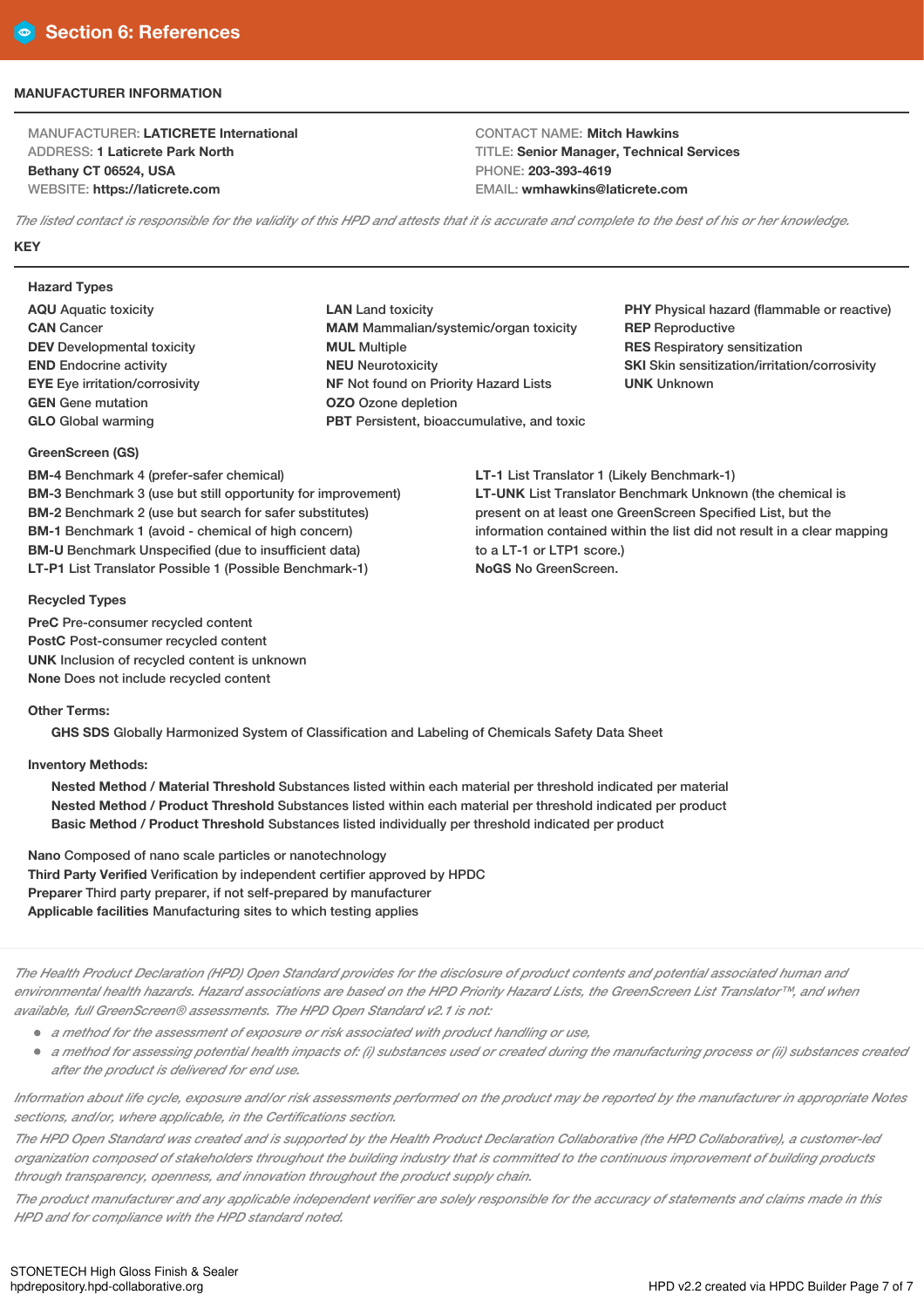## Section 6: References

### MANUFACTURER INFORMATION

MANUFACTURER: **LATICRETE International**
ADDRESS: **1 Laticrete Park North**
**Bethany CT 06524, USA**
WEBSITE: **https://laticrete.com**

CONTACT NAME: **Mitch Hawkins**
TITLE: **Senior Manager, Technical Services**
PHONE: **203-393-4619**
EMAIL: **wmhawkins@laticrete.com**

*The listed contact is responsible for the validity of this HPD and attests that it is accurate and complete to the best of his or her knowledge.*

### KEY

**Hazard Types**

**AQU** Aquatic toxicity
**CAN** Cancer
**DEV** Developmental toxicity
**END** Endocrine activity
**EYE** Eye irritation/corrosivity
**GEN** Gene mutation
**GLO** Global warming
**LAN** Land toxicity
**MAM** Mammalian/systemic/organ toxicity
**MUL** Multiple
**NEU** Neurotoxicity
**NF** Not found on Priority Hazard Lists
**OZO** Ozone depletion
**PBT** Persistent, bioaccumulative, and toxic
**PHY** Physical hazard (flammable or reactive)
**REP** Reproductive
**RES** Respiratory sensitization
**SKI** Skin sensitization/irritation/corrosivity
**UNK** Unknown

**GreenScreen (GS)**

**BM-4** Benchmark 4 (prefer-safer chemical)
**BM-3** Benchmark 3 (use but still opportunity for improvement)
**BM-2** Benchmark 2 (use but search for safer substitutes)
**BM-1** Benchmark 1 (avoid - chemical of high concern)
**BM-U** Benchmark Unspecified (due to insufficient data)
**LT-P1** List Translator Possible 1 (Possible Benchmark-1)
**LT-1** List Translator 1 (Likely Benchmark-1)
**LT-UNK** List Translator Benchmark Unknown (the chemical is present on at least one GreenScreen Specified List, but the information contained within the list did not result in a clear mapping to a LT-1 or LTP1 score.)
**NoGS** No GreenScreen.

**Recycled Types**

**PreC** Pre-consumer recycled content
**PostC** Post-consumer recycled content
**UNK** Inclusion of recycled content is unknown
**None** Does not include recycled content

**Other Terms:**

**GHS SDS** Globally Harmonized System of Classification and Labeling of Chemicals Safety Data Sheet

**Inventory Methods:**

**Nested Method / Material Threshold** Substances listed within each material per threshold indicated per material
**Nested Method / Product Threshold** Substances listed within each material per threshold indicated per product
**Basic Method / Product Threshold** Substances listed individually per threshold indicated per product

**Nano** Composed of nano scale particles or nanotechnology
**Third Party Verified** Verification by independent certifier approved by HPDC
**Preparer** Third party preparer, if not self-prepared by manufacturer
**Applicable facilities** Manufacturing sites to which testing applies

*The Health Product Declaration (HPD) Open Standard provides for the disclosure of product contents and potential associated human and environmental health hazards. Hazard associations are based on the HPD Priority Hazard Lists, the GreenScreen List Translator™, and when available, full GreenScreen® assessments. The HPD Open Standard v2.1 is not:*

- *a method for the assessment of exposure or risk associated with product handling or use,*
- *a method for assessing potential health impacts of: (i) substances used or created during the manufacturing process or (ii) substances created after the product is delivered for end use.*

*Information about life cycle, exposure and/or risk assessments performed on the product may be reported by the manufacturer in appropriate Notes sections, and/or, where applicable, in the Certifications section.*

*The HPD Open Standard was created and is supported by the Health Product Declaration Collaborative (the HPD Collaborative), a customer-led organization composed of stakeholders throughout the building industry that is committed to the continuous improvement of building products through transparency, openness, and innovation throughout the product supply chain.*

*The product manufacturer and any applicable independent verifier are solely responsible for the accuracy of statements and claims made in this HPD and for compliance with the HPD standard noted.*